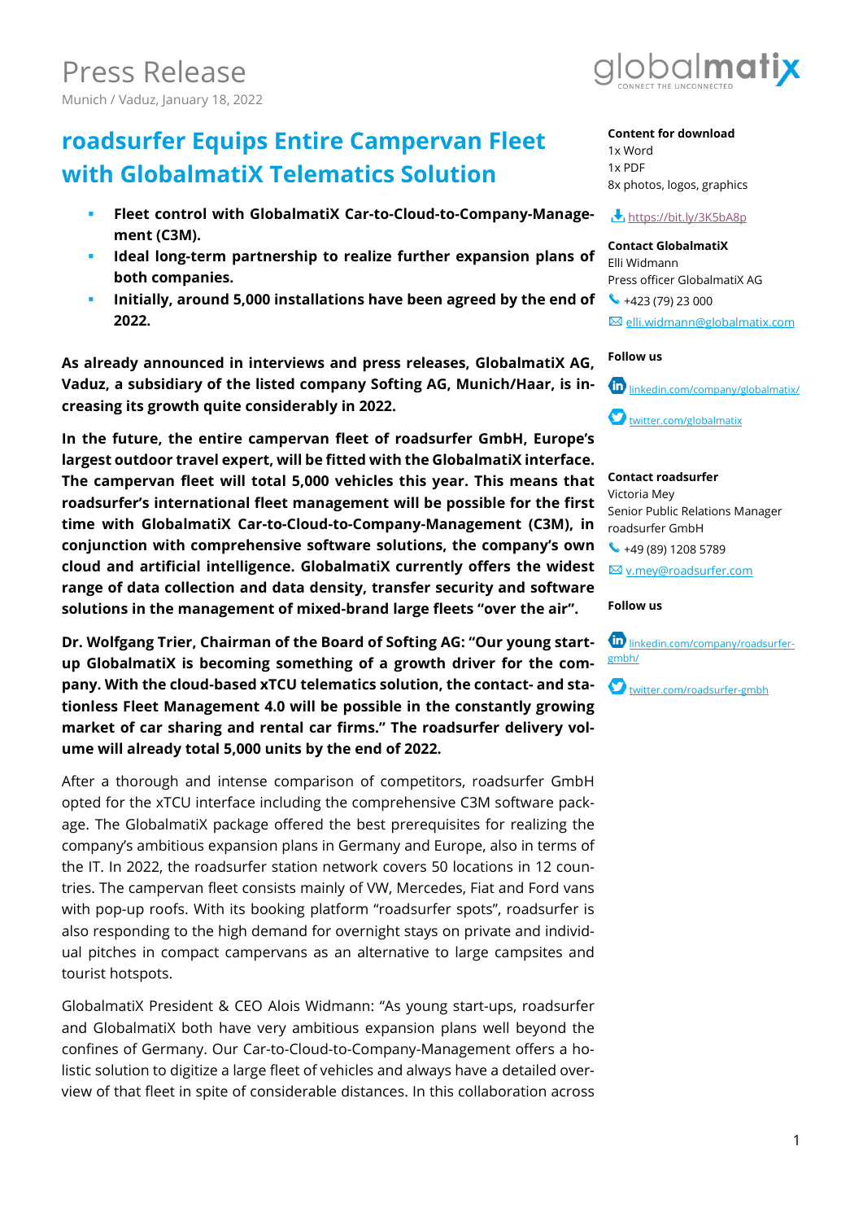# Press Release

Munich / Vaduz, January 18, 2022

## roadsurfer Equips Entire Campervan Fleet with GlobalmatiX Telematics Solution

- **Fleet control with GlobalmatiX Car-to-Cloud-to-Company-Management (C3M).**
- **Ideal long-term partnership to realize further expansion plans of both companies.**
- **Initially, around 5,000 installations have been agreed by the end of 2022.**

**As already announced in interviews and press releases, GlobalmatiX AG, Vaduz, a subsidiary of the listed company Softing AG, Munich/Haar, is increasing its growth quite considerably in 2022.**

**In the future, the entire campervan fleet of roadsurfer GmbH, Europe's largest outdoor travel expert, will be fitted with the GlobalmatiX interface. The campervan fleet will total 5,000 vehicles this year. This means that roadsurfer's international fleet management will be possible for the first time with GlobalmatiX Car-to-Cloud-to-Company-Management (C3M), in conjunction with comprehensive software solutions, the company's own cloud and artificial intelligence. GlobalmatiX currently offers the widest range of data collection and data density, transfer security and software solutions in the management of mixed-brand large fleets "over the air".**

**Dr. Wolfgang Trier, Chairman of the Board of Softing AG: "Our young start-up GlobalmatiX is becoming something of a growth driver for the company. With the cloud-based xTCU telematics solution, the contact- and stationless Fleet Management 4.0 will be possible in the constantly growing market of car sharing and rental car firms." The roadsurfer delivery volume will already total 5,000 units by the end of 2022.**

After a thorough and intense comparison of competitors, roadsurfer GmbH opted for the xTCU interface including the comprehensive C3M software package. The GlobalmatiX package offered the best prerequisites for realizing the company's ambitious expansion plans in Germany and Europe, also in terms of the IT. In 2022, the roadsurfer station network covers 50 locations in 12 countries. The campervan fleet consists mainly of VW, Mercedes, Fiat and Ford vans with pop-up roofs. With its booking platform "roadsurfer spots", roadsurfer is also responding to the high demand for overnight stays on private and individual pitches in compact campervans as an alternative to large campsites and tourist hotspots.

GlobalmatiX President & CEO Alois Widmann: "As young start-ups, roadsurfer and GlobalmatiX both have very ambitious expansion plans well beyond the confines of Germany. Our Car-to-Cloud-to-Company-Management offers a holistic solution to digitize a large fleet of vehicles and always have a detailed overview of that fleet in spite of considerable distances. In this collaboration across

**Content for download**
1x Word
1x PDF
8x photos, logos, graphics

https://bit.ly/3K5bA8p

**Contact GlobalmatiX**
Elli Widmann
Press officer GlobalmatiX AG
+423 (79) 23 000
elli.widmann@globalmatix.com

**Follow us**

linkedin.com/company/globalmatix/

twitter.com/globalmatix

**Contact roadsurfer**
Victoria Mey
Senior Public Relations Manager
roadsurfer GmbH
+49 (89) 1208 5789
v.mey@roadsurfer.com

**Follow us**

linkedin.com/company/roadsurfer-gmbh/

twitter.com/roadsurfer-gmbh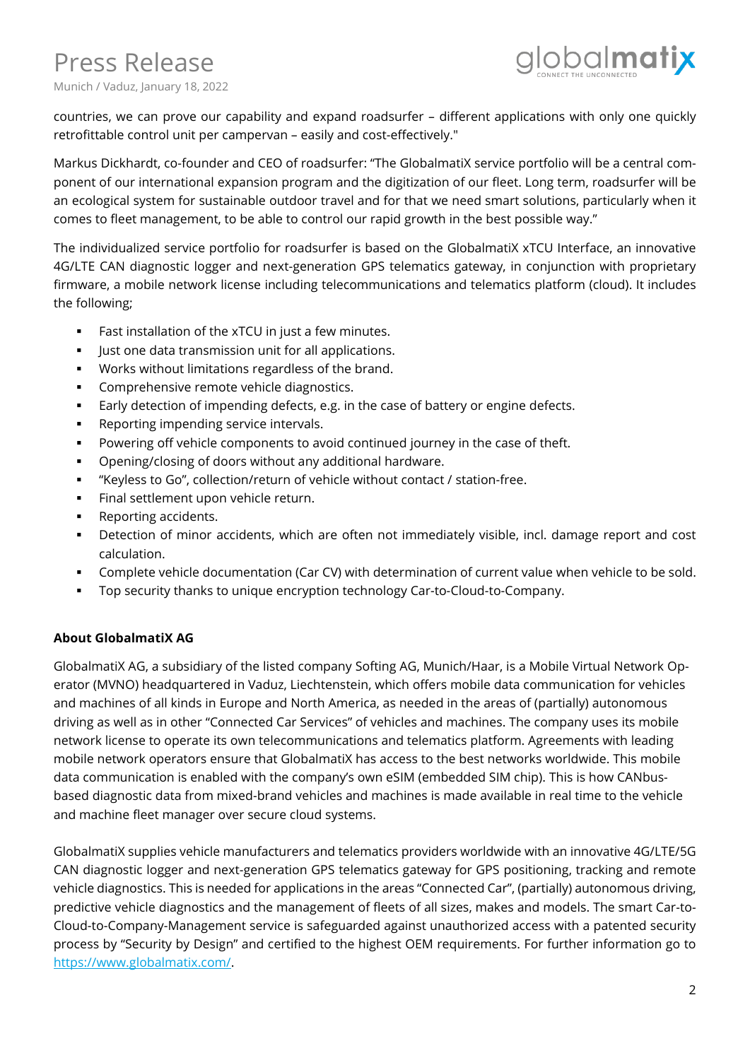countries, we can prove our capability and expand roadsurfer – different applications with only one quickly retrofittable control unit per campervan – easily and cost-effectively."

Markus Dickhardt, co-founder and CEO of roadsurfer: "The GlobalmatiX service portfolio will be a central component of our international expansion program and the digitization of our fleet. Long term, roadsurfer will be an ecological system for sustainable outdoor travel and for that we need smart solutions, particularly when it comes to fleet management, to be able to control our rapid growth in the best possible way."

The individualized service portfolio for roadsurfer is based on the GlobalmatiX xTCU Interface, an innovative 4G/LTE CAN diagnostic logger and next-generation GPS telematics gateway, in conjunction with proprietary firmware, a mobile network license including telecommunications and telematics platform (cloud). It includes the following;

- Fast installation of the xTCU in just a few minutes.
- Just one data transmission unit for all applications.
- Works without limitations regardless of the brand.
- Comprehensive remote vehicle diagnostics.
- Early detection of impending defects, e.g. in the case of battery or engine defects.
- Reporting impending service intervals.
- Powering off vehicle components to avoid continued journey in the case of theft.
- Opening/closing of doors without any additional hardware.
- "Keyless to Go", collection/return of vehicle without contact / station-free.
- Final settlement upon vehicle return.
- Reporting accidents.
- Detection of minor accidents, which are often not immediately visible, incl. damage report and cost calculation.
- Complete vehicle documentation (Car CV) with determination of current value when vehicle to be sold.
- Top security thanks to unique encryption technology Car-to-Cloud-to-Company.

**About GlobalmatiX AG**

GlobalmatiX AG, a subsidiary of the listed company Softing AG, Munich/Haar, is a Mobile Virtual Network Operator (MVNO) headquartered in Vaduz, Liechtenstein, which offers mobile data communication for vehicles and machines of all kinds in Europe and North America, as needed in the areas of (partially) autonomous driving as well as in other "Connected Car Services" of vehicles and machines. The company uses its mobile network license to operate its own telecommunications and telematics platform. Agreements with leading mobile network operators ensure that GlobalmatiX has access to the best networks worldwide. This mobile data communication is enabled with the company's own eSIM (embedded SIM chip). This is how CANbus-based diagnostic data from mixed-brand vehicles and machines is made available in real time to the vehicle and machine fleet manager over secure cloud systems.

GlobalmatiX supplies vehicle manufacturers and telematics providers worldwide with an innovative 4G/LTE/5G CAN diagnostic logger and next-generation GPS telematics gateway for GPS positioning, tracking and remote vehicle diagnostics. This is needed for applications in the areas "Connected Car", (partially) autonomous driving, predictive vehicle diagnostics and the management of fleets of all sizes, makes and models. The smart Car-to-Cloud-to-Company-Management service is safeguarded against unauthorized access with a patented security process by "Security by Design" and certified to the highest OEM requirements. For further information go to https://www.globalmatix.com/.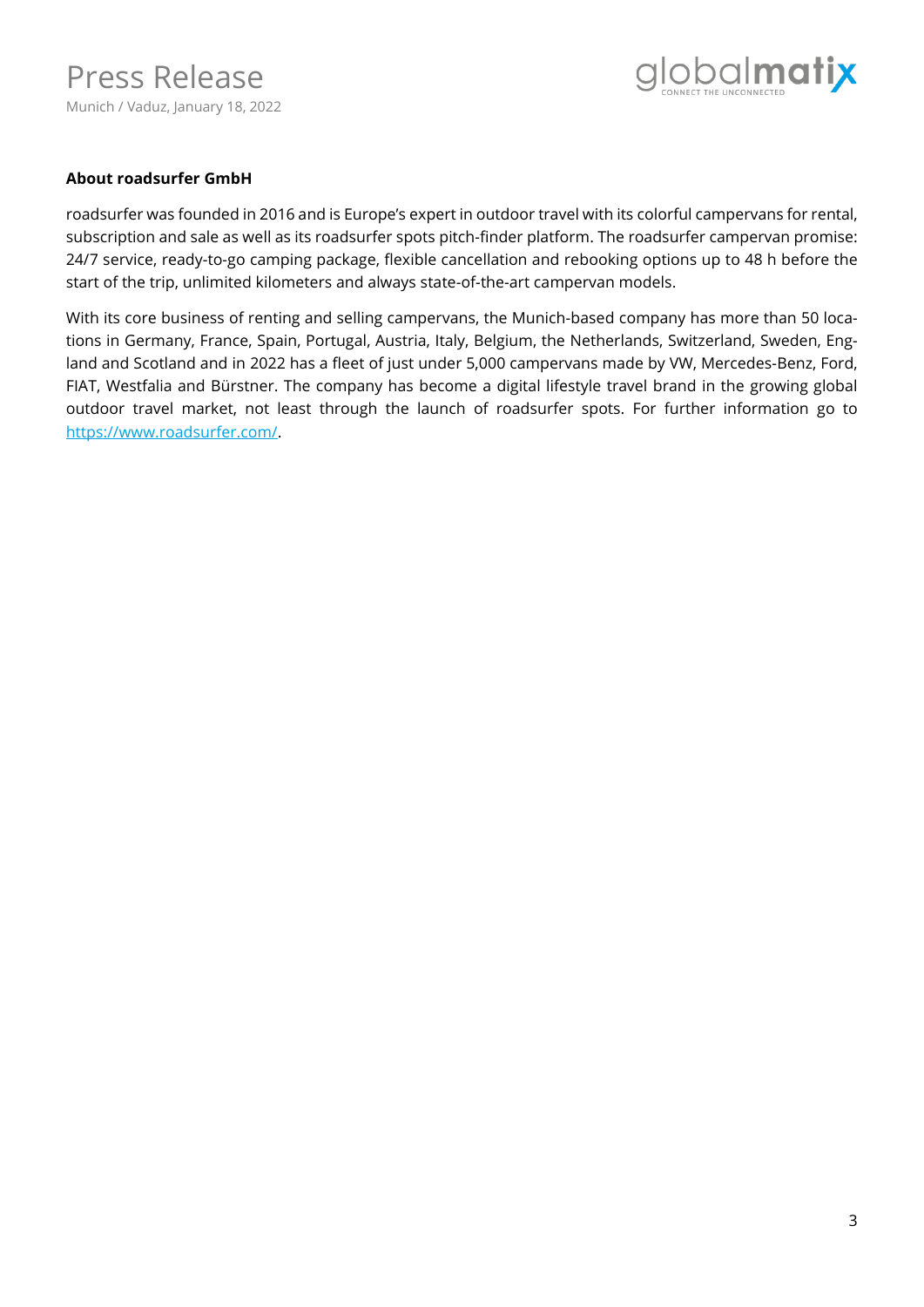**About roadsurfer GmbH**

roadsurfer was founded in 2016 and is Europe's expert in outdoor travel with its colorful campervans for rental, subscription and sale as well as its roadsurfer spots pitch-finder platform. The roadsurfer campervan promise: 24/7 service, ready-to-go camping package, flexible cancellation and rebooking options up to 48 h before the start of the trip, unlimited kilometers and always state-of-the-art campervan models.

With its core business of renting and selling campervans, the Munich-based company has more than 50 locations in Germany, France, Spain, Portugal, Austria, Italy, Belgium, the Netherlands, Switzerland, Sweden, England and Scotland and in 2022 has a fleet of just under 5,000 campervans made by VW, Mercedes-Benz, Ford, FIAT, Westfalia and Bürstner. The company has become a digital lifestyle travel brand in the growing global outdoor travel market, not least through the launch of roadsurfer spots. For further information go to https://www.roadsurfer.com/.